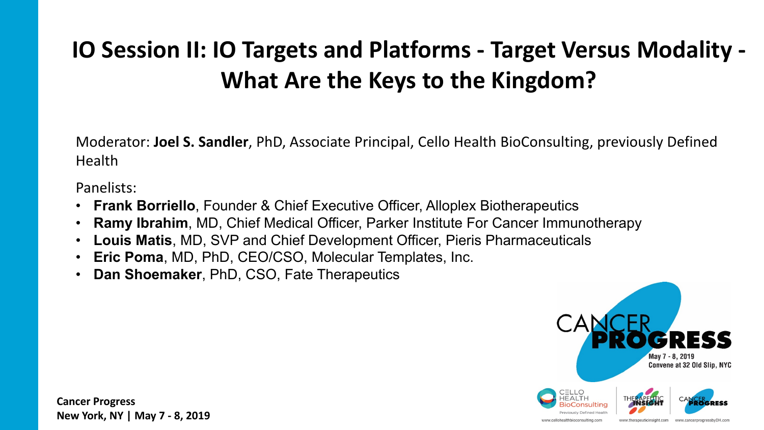# IO Session II: IO Targets and Platforms - Target Versus Modality - What Are the Keys to the Kingdom?

Moderator: **Joel S. Sandler**, PhD, Associate Principal, Cello Health BioConsulting, previously Defined Health

Panelists:

- **Frank Borriello**, Founder & Chief Executive Officer, Alloplex Biotherapeutics
- **Ramy Ibrahim**, MD, Chief Medical Officer, Parker Institute For Cancer Immunotherapy
- **Louis Matis**, MD, SVP and Chief Development Officer, Pieris Pharmaceuticals
- **Eric Poma**, MD, PhD, CEO/CSO, Molecular Templates, Inc.
- **Dan Shoemaker**, PhD, CSO, Fate Therapeutics

CANCER PROGRESS
May 7 - 8, 2019
Convene at 32 Old Slip, NYC

Cancer Progress
New York, NY | May 7 - 8, 2019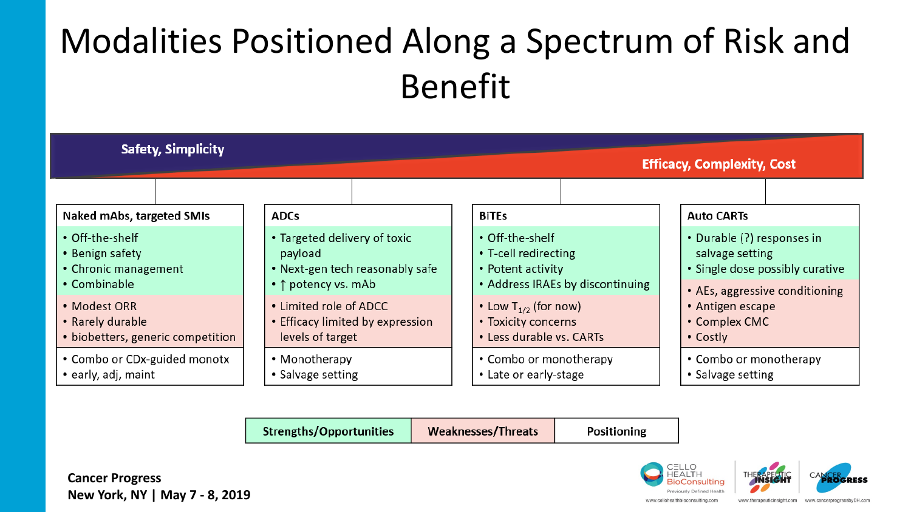# Modalities Positioned Along a Spectrum of Risk and Benefit

**Safety, Simplicity** → **Efficacy, Complexity, Cost**

| | Naked mAbs, targeted SMIs | ADCs | BiTEs | Auto CARTs |
|---|---|---|---|---|
| **Strengths/Opportunities** | • Off-the-shelf<br>• Benign safety<br>• Chronic management<br>• Combinable | • Targeted delivery of toxic payload<br>• Next-gen tech reasonably safe<br>• ↑ potency vs. mAb | • Off-the-shelf<br>• T-cell redirecting<br>• Potent activity<br>• Address IRAEs by discontinuing | • Durable (?) responses in salvage setting<br>• Single dose possibly curative |
| **Weaknesses/Threats** | • Modest ORR<br>• Rarely durable<br>• biobetters, generic competition | • Limited role of ADCC<br>• Efficacy limited by expression levels of target | • Low $T_{1/2}$ (for now)<br>• Toxicity concerns<br>• Less durable vs. CARTs | • AEs, aggressive conditioning<br>• Antigen escape<br>• Complex CMC<br>• Costly |
| **Positioning** | • Combo or CDx-guided monotx<br>• early, adj, maint | • Monotherapy<br>• Salvage setting | • Combo or monotherapy<br>• Late or early-stage | • Combo or monotherapy<br>• Salvage setting |

**Cancer Progress**
**New York, NY | May 7 - 8, 2019**

CELLO HEALTH BioConsulting — Previously Defined Health — www.cellohealthbioconsulting.com
THERAPEUTIC INSIGHT — www.therapeuticinsight.com
CANCER PROGRESS — www.cancerprogressbyDH.com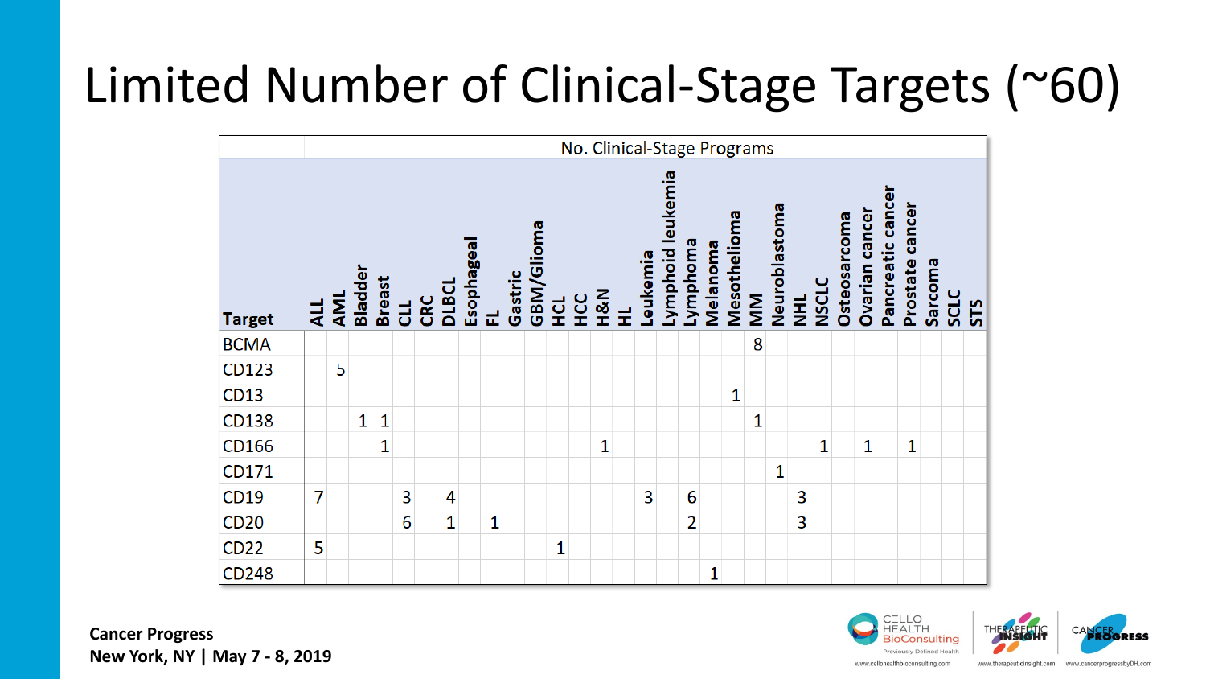# Limited Number of Clinical-Stage Targets (~60)

| Target | No. Clinical-Stage Programs | | | | | | | | | | | | | | | | | | | | | | | | | | | | | |
|---|---|---|---|---|---|---|---|---|---|---|---|---|---|---|---|---|---|---|---|---|---|---|---|---|---|---|---|---|---|---|
| | ALL | AML | Bladder | Breast | CLL | CRC | DLBCL | Esophageal | FL | Gastric | GBM/Glioma | HCL | HCC | H&N | HL | Leukemia | Lymphoid leukemia | Lymphoma | Melanoma | Mesothelioma | MM | Neuroblastoma | NHL | NSCLC | Osteosarcoma | Ovarian cancer | Pancreatic cancer | Prostate cancer | Sarcoma | SCLC | STS |
| BCMA | | | | | | | | | | | | | | | | | | | | | 8 | | | | | | | | | | |
| CD123 | | 5 | | | | | | | | | | | | | | | | | | | | | | | | | | | | | |
| CD13 | | | | | | | | | | | | | | | | | | | | 1 | | | | | | | | | | | |
| CD138 | | | 1 | 1 | | | | | | | | | | | | | | | | | 1 | | | | | | | | | | |
| CD166 | | | | 1 | | | | | | | | | | 1 | | | | | | | | | | 1 | | 1 | | 1 | | | |
| CD171 | | | | | | | | | | | | | | | | | | | | | | 1 | | | | | | | | | |
| CD19 | 7 | | | | 3 | | 4 | | | | | | | | | 3 | | 6 | | | | | 3 | | | | | | | | |
| CD20 | | | | | 6 | | 1 | | 1 | | | | | | | | | 2 | | | | | 3 | | | | | | | | |
| CD22 | 5 | | | | | | | | | | | 1 | | | | | | | | | | | | | | | | | | | |
| CD248 | | | | | | | | | | | | | | | | | | | 1 | | | | | | | | | | | | |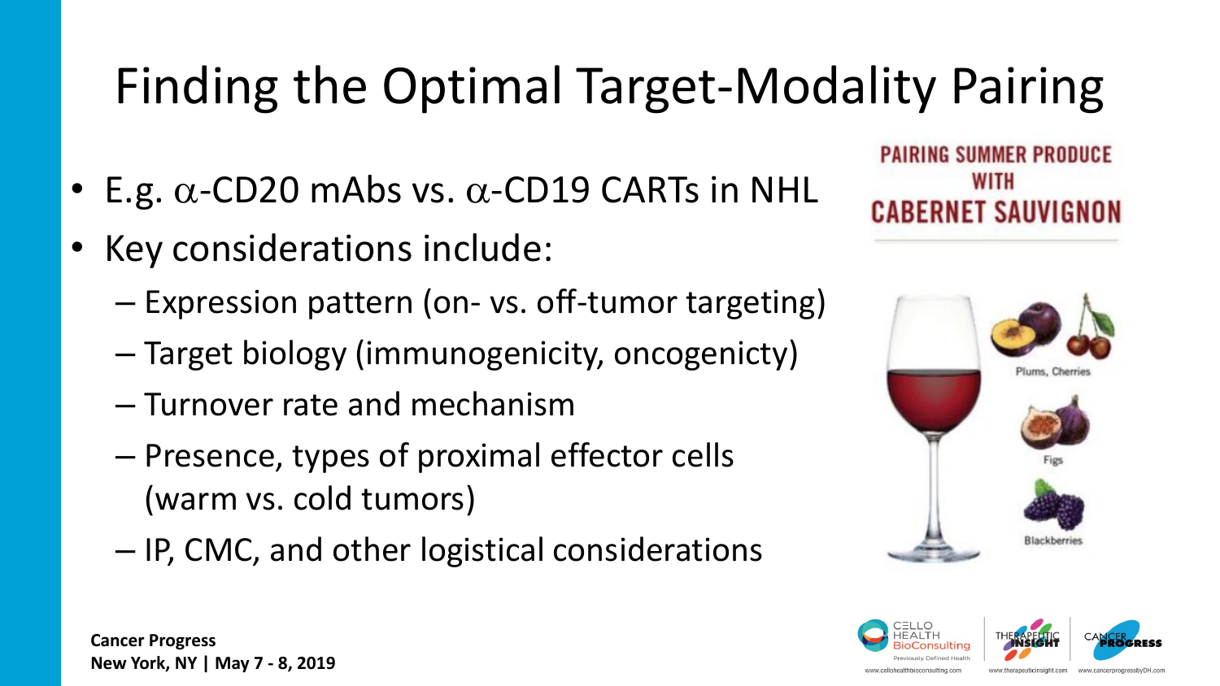# Finding the Optimal Target-Modality Pairing

- E.g. $\alpha$-CD20 mAbs vs. $\alpha$-CD19 CARTs in NHL
- Key considerations include:
  - Expression pattern (on- vs. off-tumor targeting)
  - Target biology (immunogenicity, oncogenicty)
  - Turnover rate and mechanism
  - Presence, types of proximal effector cells (warm vs. cold tumors)
  - IP, CMC, and other logistical considerations

PAIRING SUMMER PRODUCE WITH CABERNET SAUVIGNON

Plums, Cherries

Figs

Blackberries

**Cancer Progress**
**New York, NY | May 7 - 8, 2019**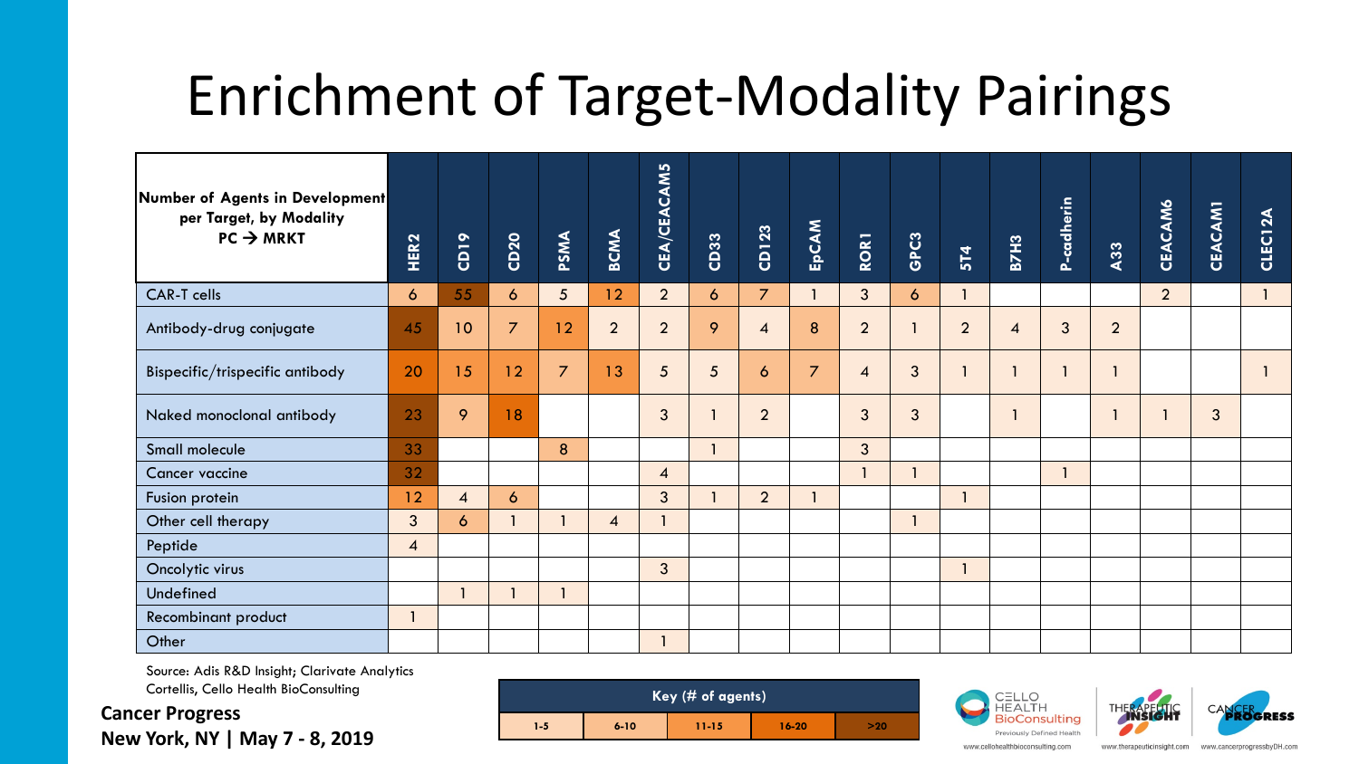# Enrichment of Target-Modality Pairings

| Number of Agents in Development per Target, by Modality PC → MRKT | HER2 | CD19 | CD20 | PSMA | BCMA | CEA/CEACAM5 | CD33 | CD123 | EpCAM | ROR1 | GPC3 | 5T4 | B7H3 | P-cadherin | A33 | CEACAM6 | CEACAM1 | CLEC12A |
|---|---|---|---|---|---|---|---|---|---|---|---|---|---|---|---|---|---|---|
| CAR-T cells | 6 | 55 | 6 | 5 | 12 | 2 | 6 | 7 | 1 | 3 | 6 | 1 | | | | 2 | | 1 |
| Antibody-drug conjugate | 45 | 10 | 7 | 12 | 2 | 2 | 9 | 4 | 8 | 2 | 1 | 2 | 4 | 3 | 2 | | | |
| Bispecific/trispecific antibody | 20 | 15 | 12 | 7 | 13 | 5 | 5 | 6 | 7 | 4 | 3 | 1 | 1 | 1 | 1 | | | 1 |
| Naked monoclonal antibody | 23 | 9 | 18 | | | 3 | 1 | 2 | | 3 | 3 | | 1 | | 1 | 1 | 3 | |
| Small molecule | 33 | | | 8 | | | 1 | | | 3 | | | | | | | | |
| Cancer vaccine | 32 | | | | | 4 | | | | 1 | 1 | | | 1 | | | | |
| Fusion protein | 12 | 4 | 6 | | | 3 | 1 | 2 | 1 | | | 1 | | | | | | |
| Other cell therapy | 3 | 6 | 1 | 1 | 4 | 1 | | | | | 1 | | | | | | | |
| Peptide | 4 | | | | | | | | | | | | | | | | | |
| Oncolytic virus | | | | | | 3 | | | | | | 1 | | | | | | |
| Undefined | | 1 | 1 | 1 | | | | | | | | | | | | | | |
| Recombinant product | 1 | | | | | | | | | | | | | | | | | |
| Other | | | | | | 1 | | | | | | | | | | | | |

Source: Adis R&D Insight; Clarivate Analytics Cortellis, Cello Health BioConsulting

| Key (# of agents) | | | | |
|---|---|---|---|---|
| 1-5 | 6-10 | 11-15 | 16-20 | >20 |

**Cancer Progress**
**New York, NY | May 7 - 8, 2019**

CELLO HEALTH BioConsulting — Previously Defined Health — www.cellohealthbioconsulting.com

THERAPEUTIC INSIGHT — www.therapeuticinsight.com

CANCER PROGRESS — www.cancerprogressbyDH.com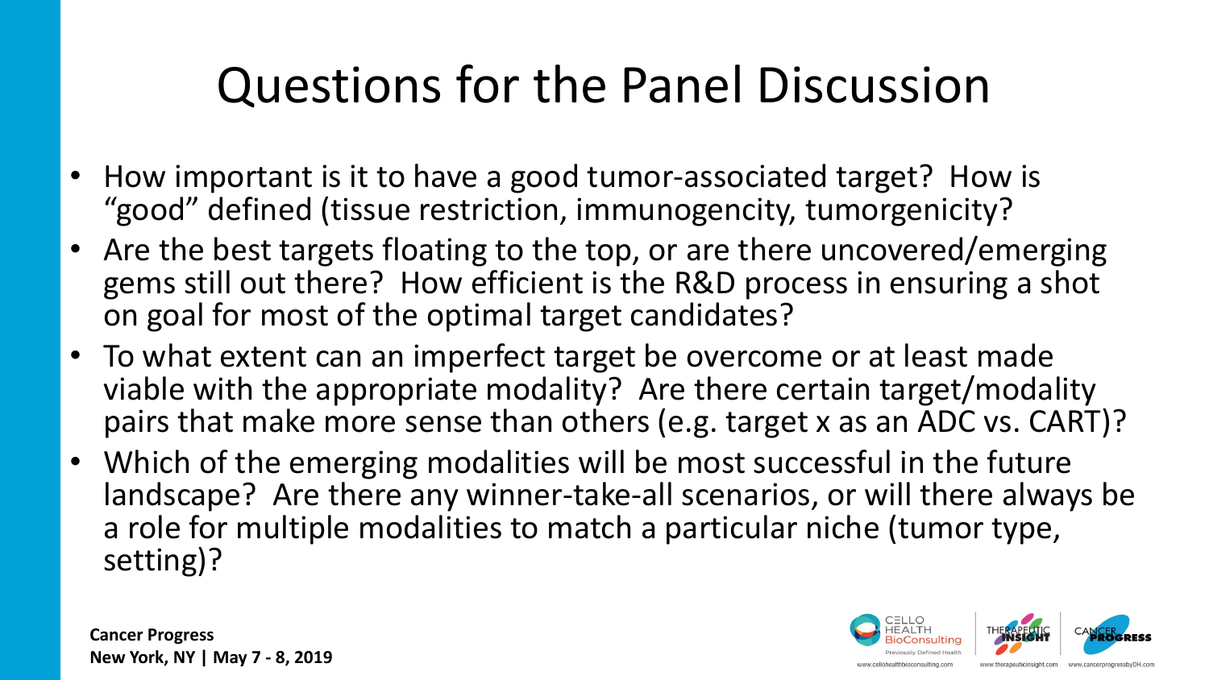# Questions for the Panel Discussion

- How important is it to have a good tumor-associated target? How is "good" defined (tissue restriction, immunogencity, tumorgenicity?
- Are the best targets floating to the top, or are there uncovered/emerging gems still out there? How efficient is the R&D process in ensuring a shot on goal for most of the optimal target candidates?
- To what extent can an imperfect target be overcome or at least made viable with the appropriate modality? Are there certain target/modality pairs that make more sense than others (e.g. target x as an ADC vs. CART)?
- Which of the emerging modalities will be most successful in the future landscape? Are there any winner-take-all scenarios, or will there always be a role for multiple modalities to match a particular niche (tumor type, setting)?

**Cancer Progress**
**New York, NY | May 7 - 8, 2019**